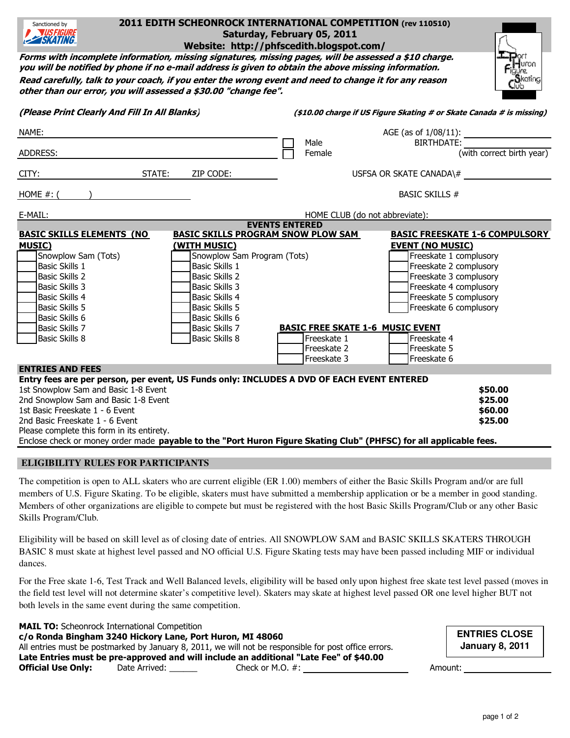Sanctioned by US FIGURE SKATING

# 2011 EDITH SCHEONROCK INTERNATIONAL COMPETITION (rev 110510)

**Saturday, February 05, 2011**

**Website: http://phfscedith.blogspot.com/**

Port Huron Figure Skating Club

***Forms with incomplete information, missing signatures, missing pages, will be assessed a $10 charge. you will be notified by phone if no e-mail address is given to obtain the above missing information.***

***Read carefully, talk to your coach, if you enter the wrong event and need to change it for any reason other than our error, you will assessed a $30.00 "change fee".***

***(Please Print Clearly And Fill In All Blanks)*** ***($10.00 charge if US Figure Skating # or Skate Canada # is missing)***

NAME: ______________________ ☐ Male ☐ Female AGE (as of 1/08/11): __________

BIRTHDATE: __________ (with correct birth year)

ADDRESS: ______________________

CITY: __________ STATE: ____ ZIP CODE: ________ USFSA OR SKATE CANADA\# __________

HOME #: ( ) __________ BASIC SKILLS # __________

E-MAIL: ______________________ HOME CLUB (do not abbreviate): __________

## EVENTS ENTERED

**BASIC SKILLS ELEMENTS (NO MUSIC)**

- ☐ Snowplow Sam (Tots)
- ☐ Basic Skills 1
- ☐ Basic Skills 2
- ☐ Basic Skills 3
- ☐ Basic Skills 4
- ☐ Basic Skills 5
- ☐ Basic Skills 6
- ☐ Basic Skills 7
- ☐ Basic Skills 8

**BASIC SKILLS PROGRAM SNOW PLOW SAM (WITH MUSIC)**

- ☐ Snowplow Sam Program (Tots)
- ☐ Basic Skills 1
- ☐ Basic Skills 2
- ☐ Basic Skills 3
- ☐ Basic Skills 4
- ☐ Basic Skills 5
- ☐ Basic Skills 6
- ☐ Basic Skills 7
- ☐ Basic Skills 8

**BASIC FREESKATE 1-6 COMPULSORY EVENT (NO MUSIC)**

- ☐ Freeskate 1 complusory
- ☐ Freeskate 2 complusory
- ☐ Freeskate 3 complusory
- ☐ Freeskate 4 complusory
- ☐ Freeskate 5 complusory
- ☐ Freeskate 6 complusory

**BASIC FREE SKATE 1-6 MUSIC EVENT**

- ☐ Freeskate 1
- ☐ Freeskate 2
- ☐ Freeskate 3
- ☐ Freeskate 4
- ☐ Freeskate 5
- ☐ Freeskate 6

## ENTRIES AND FEES

**Entry fees are per person, per event, US Funds only: INCLUDES A DVD OF EACH EVENT ENTERED**

| | |
|---|---|
| 1st Snowplow Sam and Basic 1-8 Event | **$50.00** |
| 2nd Snowplow Sam and Basic 1-8 Event | **$25.00** |
| 1st Basic Freeskate 1 - 6 Event | **$60.00** |
| 2nd Basic Freeskate 1 - 6 Event | **$25.00** |

Please complete this form in its entirety.

Enclose check or money order made **payable to the "Port Huron Figure Skating Club" (PHFSC) for all applicable fees.**

## ELIGIBILITY RULES FOR PARTICIPANTS

The competition is open to ALL skaters who are current eligible (ER 1.00) members of either the Basic Skills Program and/or are full members of U.S. Figure Skating. To be eligible, skaters must have submitted a membership application or be a member in good standing. Members of other organizations are eligible to compete but must be registered with the host Basic Skills Program/Club or any other Basic Skills Program/Club.

Eligibility will be based on skill level as of closing date of entries. All SNOWPLOW SAM and BASIC SKILLS SKATERS THROUGH BASIC 8 must skate at highest level passed and NO official U.S. Figure Skating tests may have been passed including MIF or individual dances.

For the Free skate 1-6, Test Track and Well Balanced levels, eligibility will be based only upon highest free skate test level passed (moves in the field test level will not determine skater's competitive level). Skaters may skate at highest level passed OR one level higher BUT not both levels in the same event during the same competition.

**MAIL TO:** Scheonrock International Competition
**c/o Ronda Bingham 3240 Hickory Lane, Port Huron, MI 48060**
All entries must be postmarked by January 8, 2011, we will not be responsible for post office errors.
**Late Entries must be pre-approved and will include an additional "Late Fee" of $40.00**

**ENTRIES CLOSE January 8, 2011**

**Official Use Only:** Date Arrived: ______ Check or M.O. #: __________ Amount: __________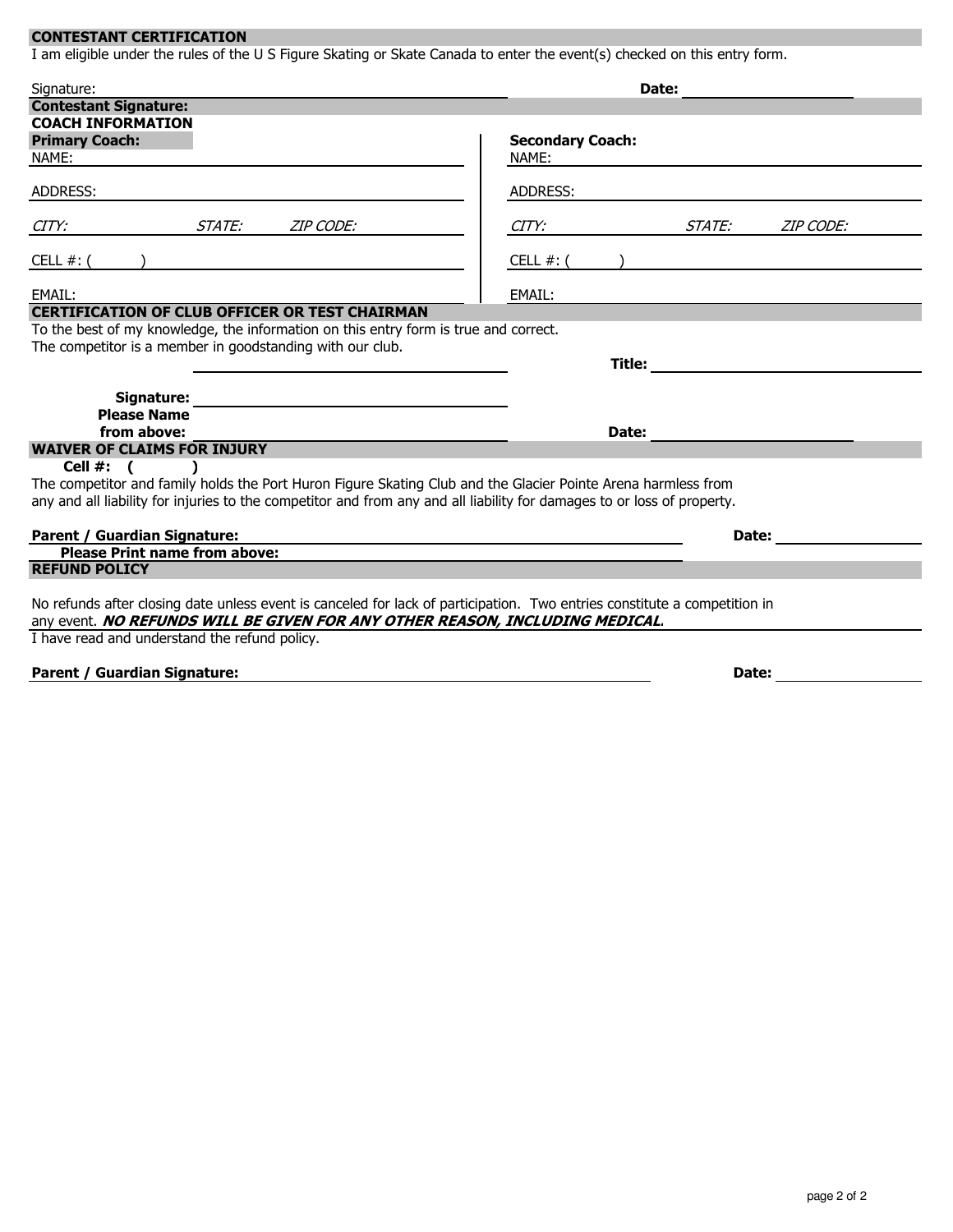## CONTESTANT CERTIFICATION

I am eligible under the rules of the U S Figure Skating or Skate Canada to enter the event(s) checked on this entry form.

Signature: ______________________________ **Date:** ______________

**Contestant Signature:**

## COACH INFORMATION

**Primary Coach:**

NAME: ______________________________

ADDRESS: ______________________________

*CITY:* ______ *STATE:* ______ *ZIP CODE:* ______

CELL #: (      ) ______________________________

EMAIL: ______________________________

**Secondary Coach:**

NAME: ______________________________

ADDRESS: ______________________________

*CITY:* ______ *STATE:* ______ *ZIP CODE:* ______

CELL #: (      ) ______________________________

EMAIL: ______________________________

## CERTIFICATION OF CLUB OFFICER OR TEST CHAIRMAN

To the best of my knowledge, the information on this entry form is true and correct.
The competitor is a member in goodstanding with our club.

______________________________ **Title:** ______________________________

**Signature:** ______________________________

**Please Name from above:** ______________________________ **Date:** ______________

## WAIVER OF CLAIMS FOR INJURY

**Cell #: (      )**

The competitor and family holds the Port Huron Figure Skating Club and the Glacier Pointe Arena harmless from any and all liability for injuries to the competitor and from any and all liability for damages to or loss of property.

**Parent / Guardian Signature:** ______________________________ **Date:** ______________

**Please Print name from above:** ______________________________

## REFUND POLICY

No refunds after closing date unless event is canceled for lack of participation. Two entries constitute a competition in any event. ***NO REFUNDS WILL BE GIVEN FOR ANY OTHER REASON, INCLUDING MEDICAL***.

I have read and understand the refund policy.

**Parent / Guardian Signature:** ______________________________ **Date:** ______________